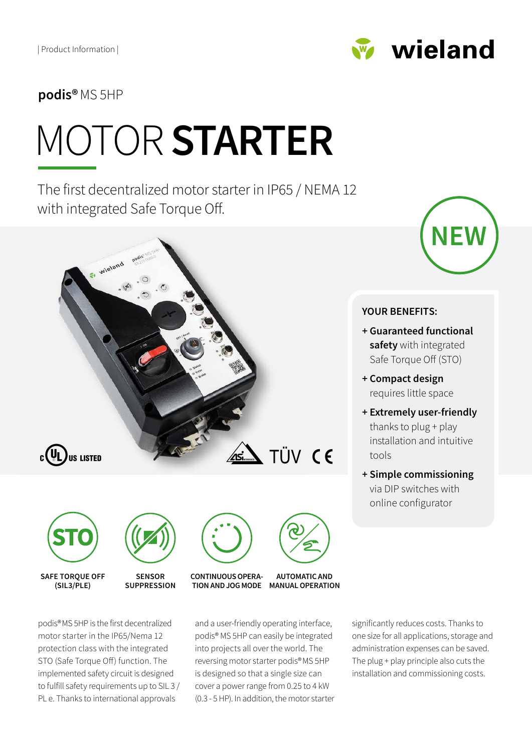| Product Information |

**podis®** MS 5HP

# MOTOR **STARTER**

The first decentralized motor starter in IP65 / NEMA 12 with integrated Safe Torque Off.

NEW

c UL US LISTED

TÜV CE

**YOUR BENEFITS:**

- **+ Guaranteed functional safety** with integrated Safe Torque Off (STO)
- **+ Compact design** requires little space
- **+ Extremely user-friendly** thanks to plug + play installation and intuitive tools
- **+ Simple commissioning** via DIP switches with online configurator

**SAFE TORQUE OFF (SIL3/PLE)**

**SENSOR SUPPRESSION**

**CONTINUOUS OPERATION AND JOG MODE**

**AUTOMATIC AND MANUAL OPERATION**

podis® MS 5HP is the first decentralized motor starter in the IP65/Nema 12 protection class with the integrated STO (Safe Torque Off) function. The implemented safety circuit is designed to fulfill safety requirements up to SIL 3 / PL e. Thanks to international approvals and a user-friendly operating interface, podis® MS 5HP can easily be integrated into projects all over the world. The reversing motor starter podis® MS 5HP is designed so that a single size can cover a power range from 0.25 to 4 kW (0.3 - 5 HP). In addition, the motor starter significantly reduces costs. Thanks to one size for all applications, storage and administration expenses can be saved. The plug + play principle also cuts the installation and commissioning costs.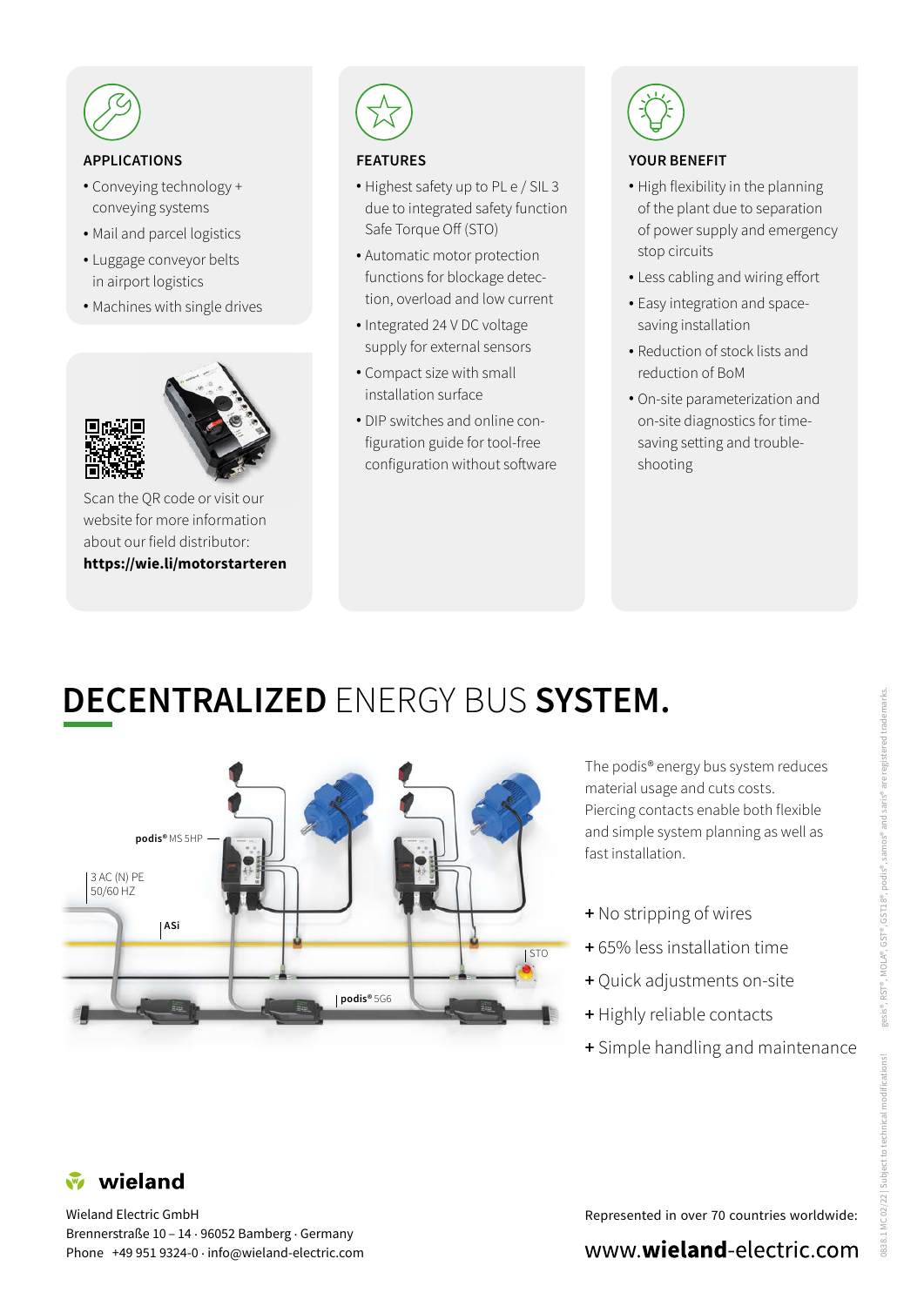### APPLICATIONS

- Conveying technology + conveying systems
- Mail and parcel logistics
- Luggage conveyor belts in airport logistics
- Machines with single drives

Scan the QR code or visit our website for more information about our field distributor: **https://wie.li/motorstarteren**

### FEATURES

- Highest safety up to PL e / SIL 3 due to integrated safety function Safe Torque Off (STO)
- Automatic motor protection functions for blockage detection, overload and low current
- Integrated 24 V DC voltage supply for external sensors
- Compact size with small installation surface
- DIP switches and online configuration guide for tool-free configuration without software

### YOUR BENEFIT

- High flexibility in the planning of the plant due to separation of power supply and emergency stop circuits
- Less cabling and wiring effort
- Easy integration and space-saving installation
- Reduction of stock lists and reduction of BoM
- On-site parameterization and on-site diagnostics for time-saving setting and trouble-shooting

# DECENTRALIZED ENERGY BUS SYSTEM.

podis® MS 5HP

3 AC (N) PE
50/60 HZ

ASi

STO

podis® 5G6

The podis® energy bus system reduces material usage and cuts costs. Piercing contacts enable both flexible and simple system planning as well as fast installation.

+ No stripping of wires
+ 65% less installation time
+ Quick adjustments on-site
+ Highly reliable contacts
+ Simple handling and maintenance

**wieland**

Wieland Electric GmbH
Brennerstraße 10 – 14 · 96052 Bamberg · Germany
Phone +49 951 9324-0 · info@wieland-electric.com

Represented in over 70 countries worldwide:

www.**wieland**-electric.com

gesis®, RST®, MOLA®, GST®, GST18®, podis®, samos® and sarix® are registered trademarks.

0838.1 MC 02/22 | Subject to technical modifications!